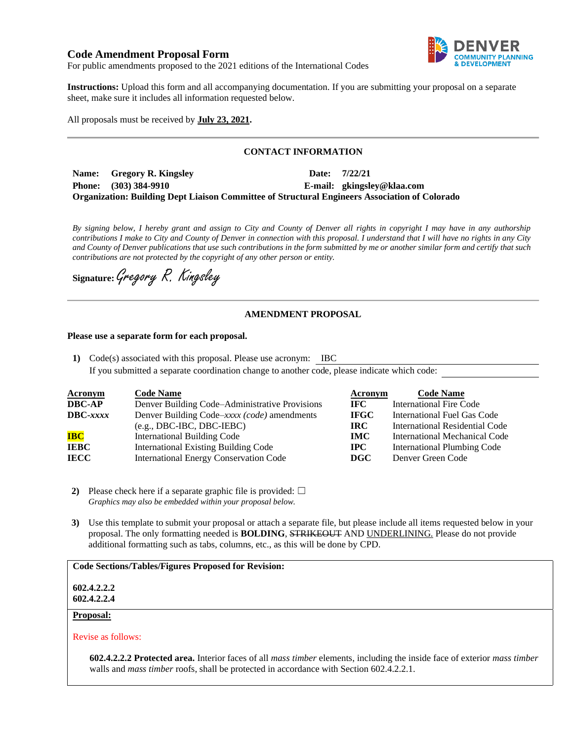# Code Amendment Proposal Form

For public amendments proposed to the 2021 editions of the International Codes

DENVER COMMUNITY PLANNING & DEVELOPMENT

**Instructions:** Upload this form and all accompanying documentation. If you are submitting your proposal on a separate sheet, make sure it includes all information requested below.

All proposals must be received by **July 23, 2021**.

---

## CONTACT INFORMATION

**Name:** **Gregory R. Kingsley** **Date:** **7/22/21**
**Phone:** **(303) 384-9910** **E-mail:** **gkingsley@klaa.com**
**Organization: Building Dept Liaison Committee of Structural Engineers Association of Colorado**

*By signing below, I hereby grant and assign to City and County of Denver all rights in copyright I may have in any authorship contributions I make to City and County of Denver in connection with this proposal. I understand that I will have no rights in any City and County of Denver publications that use such contributions in the form submitted by me or another similar form and certify that such contributions are not protected by the copyright of any other person or entity.*

**Signature:** *Gregory R. Kingsley*

---

## AMENDMENT PROPOSAL

**Please use a separate form for each proposal.**

1) Code(s) associated with this proposal. Please use acronym: IBC
   If you submitted a separate coordination change to another code, please indicate which code: ______

| Acronym | Code Name | Acronym | Code Name |
|---|---|---|---|
| **DBC-AP** | Denver Building Code–Administrative Provisions | **IFC** | International Fire Code |
| **DBC-*xxxx*** | Denver Building Code–*xxxx (code)* amendments (e.g., DBC-IBC, DBC-IEBC) | **IFGC** | International Fuel Gas Code |
| **IBC** | International Building Code | **IRC** | International Residential Code |
| **IEBC** | International Existing Building Code | **IMC** | International Mechanical Code |
| **IECC** | International Energy Conservation Code | **IPC** | International Plumbing Code |
| | | **DGC** | Denver Green Code |

2) Please check here if a separate graphic file is provided: ☐
   *Graphics may also be embedded within your proposal below.*

3) Use this template to submit your proposal or attach a separate file, but please include all items requested below in your proposal. The only formatting needed is **BOLDING**, ~~STRIKEOUT~~ AND <u>UNDERLINING.</u> Please do not provide additional formatting such as tabs, columns, etc., as this will be done by CPD.

**Code Sections/Tables/Figures Proposed for Revision:**

**602.4.2.2.2**
**602.4.2.2.4**

**<u>Proposal:</u>**

Revise as follows:

**602.4.2.2.2 Protected area.** Interior faces of all *mass timber* elements, including the inside face of exterior *mass timber* walls and *mass timber* roofs, shall be protected in accordance with Section 602.4.2.2.1.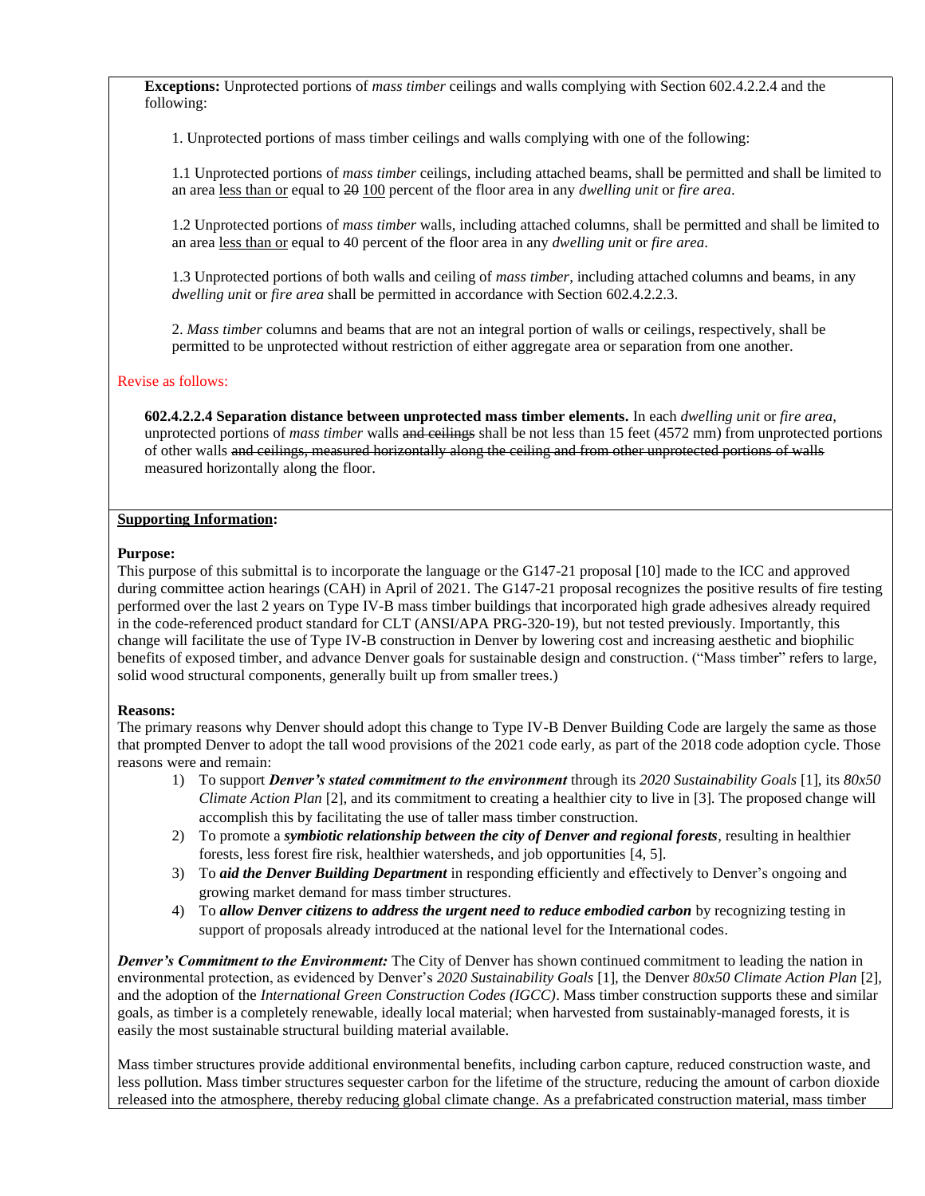**Exceptions:** Unprotected portions of *mass timber* ceilings and walls complying with Section 602.4.2.2.4 and the following:

1. Unprotected portions of mass timber ceilings and walls complying with one of the following:

1.1 Unprotected portions of *mass timber* ceilings, including attached beams, shall be permitted and shall be limited to an area <u>less than or</u> equal to ~~20~~ <u>100</u> percent of the floor area in any *dwelling unit* or *fire area*.

1.2 Unprotected portions of *mass timber* walls, including attached columns, shall be permitted and shall be limited to an area <u>less than or</u> equal to 40 percent of the floor area in any *dwelling unit* or *fire area*.

1.3 Unprotected portions of both walls and ceiling of *mass timber*, including attached columns and beams, in any *dwelling unit* or *fire area* shall be permitted in accordance with Section 602.4.2.2.3.

2. *Mass timber* columns and beams that are not an integral portion of walls or ceilings, respectively, shall be permitted to be unprotected without restriction of either aggregate area or separation from one another.

Revise as follows:

**602.4.2.2.4 Separation distance between unprotected mass timber elements.** In each *dwelling unit* or *fire area*, unprotected portions of *mass timber* walls ~~and ceilings~~ shall be not less than 15 feet (4572 mm) from unprotected portions of other walls ~~and ceilings, measured horizontally along the ceiling and from other unprotected portions of walls~~ measured horizontally along the floor.

**<u>Supporting Information</u>:**

**Purpose:**

This purpose of this submittal is to incorporate the language or the G147-21 proposal [10] made to the ICC and approved during committee action hearings (CAH) in April of 2021. The G147-21 proposal recognizes the positive results of fire testing performed over the last 2 years on Type IV-B mass timber buildings that incorporated high grade adhesives already required in the code-referenced product standard for CLT (ANSI/APA PRG-320-19), but not tested previously. Importantly, this change will facilitate the use of Type IV-B construction in Denver by lowering cost and increasing aesthetic and biophilic benefits of exposed timber, and advance Denver goals for sustainable design and construction. ("Mass timber" refers to large, solid wood structural components, generally built up from smaller trees.)

**Reasons:**

The primary reasons why Denver should adopt this change to Type IV-B Denver Building Code are largely the same as those that prompted Denver to adopt the tall wood provisions of the 2021 code early, as part of the 2018 code adoption cycle. Those reasons were and remain:

1) To support ***Denver's stated commitment to the environment*** through its *2020 Sustainability Goals* [1], its *80x50 Climate Action Plan* [2], and its commitment to creating a healthier city to live in [3]. The proposed change will accomplish this by facilitating the use of taller mass timber construction.
2) To promote a ***symbiotic relationship between the city of Denver and regional forests***, resulting in healthier forests, less forest fire risk, healthier watersheds, and job opportunities [4, 5].
3) To ***aid the Denver Building Department*** in responding efficiently and effectively to Denver's ongoing and growing market demand for mass timber structures.
4) To ***allow Denver citizens to address the urgent need to reduce embodied carbon*** by recognizing testing in support of proposals already introduced at the national level for the International codes.

***Denver's Commitment to the Environment:*** The City of Denver has shown continued commitment to leading the nation in environmental protection, as evidenced by Denver's *2020 Sustainability Goals* [1], the Denver *80x50 Climate Action Plan* [2], and the adoption of the *International Green Construction Codes (IGCC)*. Mass timber construction supports these and similar goals, as timber is a completely renewable, ideally local material; when harvested from sustainably-managed forests, it is easily the most sustainable structural building material available.

Mass timber structures provide additional environmental benefits, including carbon capture, reduced construction waste, and less pollution. Mass timber structures sequester carbon for the lifetime of the structure, reducing the amount of carbon dioxide released into the atmosphere, thereby reducing global climate change. As a prefabricated construction material, mass timber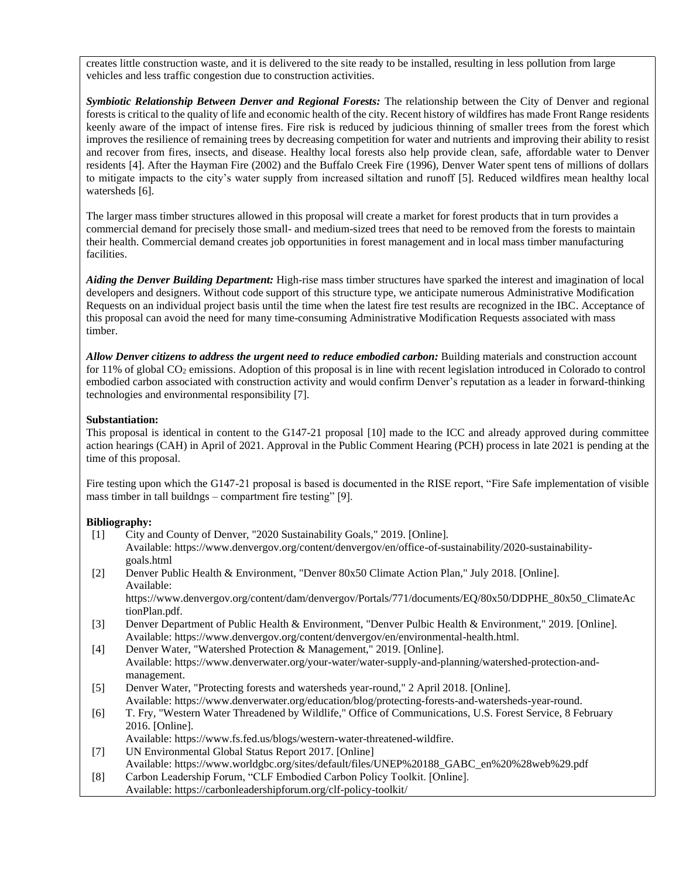creates little construction waste, and it is delivered to the site ready to be installed, resulting in less pollution from large vehicles and less traffic congestion due to construction activities.

***Symbiotic Relationship Between Denver and Regional Forests:*** The relationship between the City of Denver and regional forests is critical to the quality of life and economic health of the city. Recent history of wildfires has made Front Range residents keenly aware of the impact of intense fires. Fire risk is reduced by judicious thinning of smaller trees from the forest which improves the resilience of remaining trees by decreasing competition for water and nutrients and improving their ability to resist and recover from fires, insects, and disease. Healthy local forests also help provide clean, safe, affordable water to Denver residents [4]. After the Hayman Fire (2002) and the Buffalo Creek Fire (1996), Denver Water spent tens of millions of dollars to mitigate impacts to the city's water supply from increased siltation and runoff [5]. Reduced wildfires mean healthy local watersheds [6].

The larger mass timber structures allowed in this proposal will create a market for forest products that in turn provides a commercial demand for precisely those small- and medium-sized trees that need to be removed from the forests to maintain their health. Commercial demand creates job opportunities in forest management and in local mass timber manufacturing facilities.

***Aiding the Denver Building Department:*** High-rise mass timber structures have sparked the interest and imagination of local developers and designers. Without code support of this structure type, we anticipate numerous Administrative Modification Requests on an individual project basis until the time when the latest fire test results are recognized in the IBC. Acceptance of this proposal can avoid the need for many time-consuming Administrative Modification Requests associated with mass timber.

***Allow Denver citizens to address the urgent need to reduce embodied carbon:*** Building materials and construction account for 11% of global $CO_2$ emissions. Adoption of this proposal is in line with recent legislation introduced in Colorado to control embodied carbon associated with construction activity and would confirm Denver's reputation as a leader in forward-thinking technologies and environmental responsibility [7].

**Substantiation:**

This proposal is identical in content to the G147-21 proposal [10] made to the ICC and already approved during committee action hearings (CAH) in April of 2021. Approval in the Public Comment Hearing (PCH) process in late 2021 is pending at the time of this proposal.

Fire testing upon which the G147-21 proposal is based is documented in the RISE report, "Fire Safe implementation of visible mass timber in tall buildngs – compartment fire testing" [9].

**Bibliography:**

[1] City and County of Denver, "2020 Sustainability Goals," 2019. [Online]. Available: https://www.denvergov.org/content/denvergov/en/office-of-sustainability/2020-sustainability-goals.html

[2] Denver Public Health & Environment, "Denver 80x50 Climate Action Plan," July 2018. [Online]. Available: https://www.denvergov.org/content/dam/denvergov/Portals/771/documents/EQ/80x50/DDPHE_80x50_ClimateActionPlan.pdf.

[3] Denver Department of Public Health & Environment, "Denver Pulbic Health & Environment," 2019. [Online]. Available: https://www.denvergov.org/content/denvergov/en/environmental-health.html.

[4] Denver Water, "Watershed Protection & Management," 2019. [Online]. Available: https://www.denverwater.org/your-water/water-supply-and-planning/watershed-protection-and-management.

[5] Denver Water, "Protecting forests and watersheds year-round," 2 April 2018. [Online]. Available: https://www.denverwater.org/education/blog/protecting-forests-and-watersheds-year-round.

[6] T. Fry, "Western Water Threadened by Wildlife," Office of Communications, U.S. Forest Service, 8 February 2016. [Online]. Available: https://www.fs.fed.us/blogs/western-water-threatened-wildfire.

[7] UN Environmental Global Status Report 2017. [Online] Available: https://www.worldgbc.org/sites/default/files/UNEP%20188_GABC_en%20%28web%29.pdf

[8] Carbon Leadership Forum, "CLF Embodied Carbon Policy Toolkit. [Online]. Available: https://carbonleadershipforum.org/clf-policy-toolkit/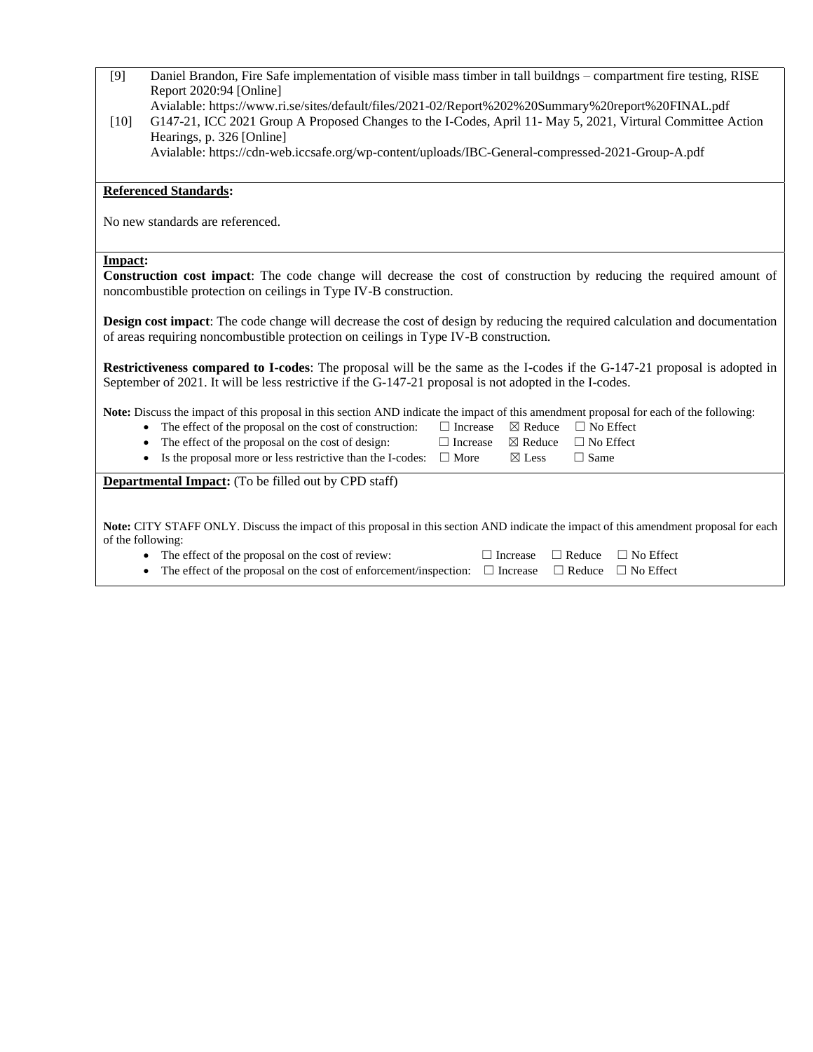[9] Daniel Brandon, Fire Safe implementation of visible mass timber in tall buildngs – compartment fire testing, RISE Report 2020:94 [Online]
Avialable: https://www.ri.se/sites/default/files/2021-02/Report%202%20Summary%20report%20FINAL.pdf

[10] G147-21, ICC 2021 Group A Proposed Changes to the I-Codes, April 11- May 5, 2021, Virtural Committee Action Hearings, p. 326 [Online]
Avialable: https://cdn-web.iccsafe.org/wp-content/uploads/IBC-General-compressed-2021-Group-A.pdf

**Referenced Standards:**

No new standards are referenced.

**Impact:**

**Construction cost impact**: The code change will decrease the cost of construction by reducing the required amount of noncombustible protection on ceilings in Type IV-B construction.

**Design cost impact**: The code change will decrease the cost of design by reducing the required calculation and documentation of areas requiring noncombustible protection on ceilings in Type IV-B construction.

**Restrictiveness compared to I-codes**: The proposal will be the same as the I-codes if the G-147-21 proposal is adopted in September of 2021. It will be less restrictive if the G-147-21 proposal is not adopted in the I-codes.

**Note:** Discuss the impact of this proposal in this section AND indicate the impact of this amendment proposal for each of the following:

- The effect of the proposal on the cost of construction: ☐ Increase ☒ Reduce ☐ No Effect
- The effect of the proposal on the cost of design: ☐ Increase ☒ Reduce ☐ No Effect
- Is the proposal more or less restrictive than the I-codes: ☐ More ☒ Less ☐ Same

**Departmental Impact:** (To be filled out by CPD staff)

**Note:** CITY STAFF ONLY. Discuss the impact of this proposal in this section AND indicate the impact of this amendment proposal for each of the following:

- The effect of the proposal on the cost of review: ☐ Increase ☐ Reduce ☐ No Effect
- The effect of the proposal on the cost of enforcement/inspection: ☐ Increase ☐ Reduce ☐ No Effect